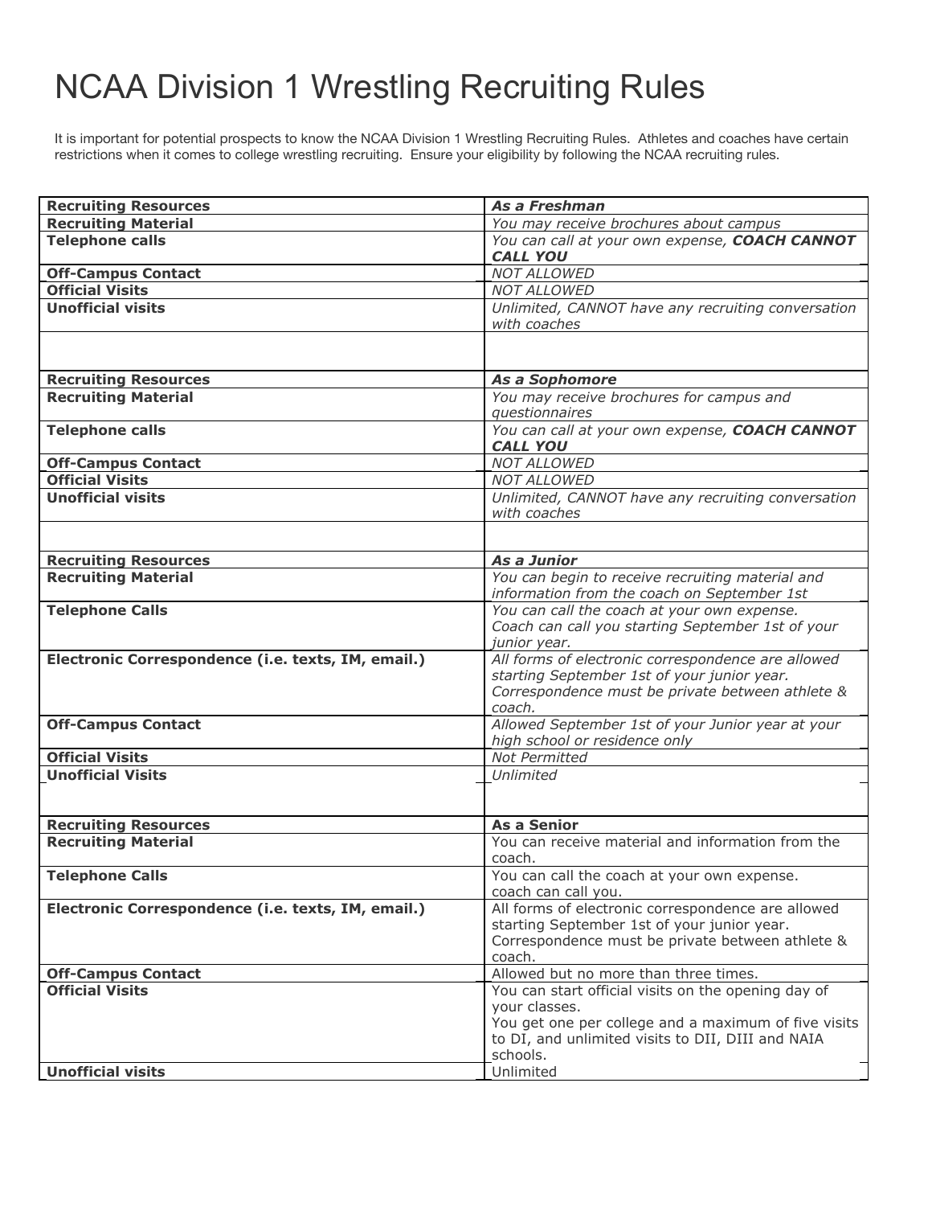# NCAA Division 1 Wrestling Recruiting Rules

It is important for potential prospects to know the NCAA Division 1 Wrestling Recruiting Rules. Athletes and coaches have certain restrictions when it comes to college wrestling recruiting. Ensure your eligibility by following the NCAA recruiting rules.

| **Recruiting Resources** | ***As a Freshman*** |
|---|---|
| **Recruiting Material** | *You may receive brochures about campus* |
| **Telephone calls** | *You can call at your own expense, **COACH CANNOT CALL YOU*** |
| **Off-Campus Contact** | *NOT ALLOWED* |
| **Official Visits** | *NOT ALLOWED* |
| **Unofficial visits** | *Unlimited, CANNOT have any recruiting conversation with coaches* |
| | |
| **Recruiting Resources** | ***As a Sophomore*** |
| **Recruiting Material** | *You may receive brochures for campus and questionnaires* |
| **Telephone calls** | *You can call at your own expense, **COACH CANNOT CALL YOU*** |
| **Off-Campus Contact** | *NOT ALLOWED* |
| **Official Visits** | *NOT ALLOWED* |
| **Unofficial visits** | *Unlimited, CANNOT have any recruiting conversation with coaches* |
| | |
| **Recruiting Resources** | ***As a Junior*** |
| **Recruiting Material** | *You can begin to receive recruiting material and information from the coach on September 1st* |
| **Telephone Calls** | *You can call the coach at your own expense. Coach can call you starting September 1st of your junior year.* |
| **Electronic Correspondence (i.e. texts, IM, email.)** | *All forms of electronic correspondence are allowed starting September 1st of your junior year. Correspondence must be private between athlete & coach.* |
| **Off-Campus Contact** | *Allowed September 1st of your Junior year at your high school or residence only* |
| **Official Visits** | *Not Permitted* |
| **Unofficial Visits** | *Unlimited* |
| | |
| **Recruiting Resources** | **As a Senior** |
| **Recruiting Material** | You can receive material and information from the coach. |
| **Telephone Calls** | You can call the coach at your own expense. coach can call you. |
| **Electronic Correspondence (i.e. texts, IM, email.)** | All forms of electronic correspondence are allowed starting September 1st of your junior year. Correspondence must be private between athlete & coach. |
| **Off-Campus Contact** | Allowed but no more than three times. |
| **Official Visits** | You can start official visits on the opening day of your classes. You get one per college and a maximum of five visits to DI, and unlimited visits to DII, DIII and NAIA schools. |
| **Unofficial visits** | Unlimited |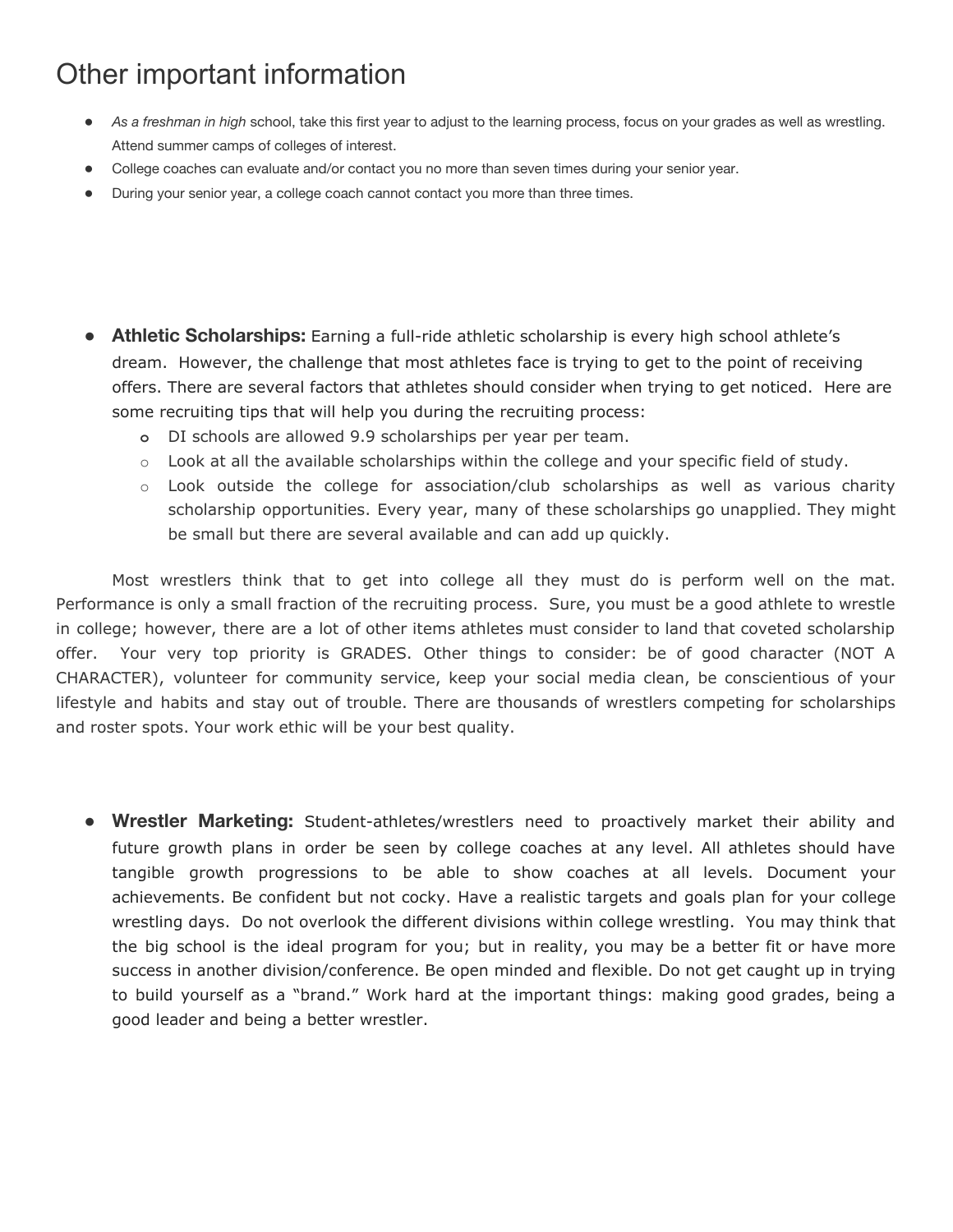# Other important information

- *As a freshman in high* school, take this first year to adjust to the learning process, focus on your grades as well as wrestling. Attend summer camps of colleges of interest.
- College coaches can evaluate and/or contact you no more than seven times during your senior year.
- During your senior year, a college coach cannot contact you more than three times.

- **Athletic Scholarships:** Earning a full-ride athletic scholarship is every high school athlete's dream. However, the challenge that most athletes face is trying to get to the point of receiving offers. There are several factors that athletes should consider when trying to get noticed. Here are some recruiting tips that will help you during the recruiting process:
  - DI schools are allowed 9.9 scholarships per year per team.
  - Look at all the available scholarships within the college and your specific field of study.
  - Look outside the college for association/club scholarships as well as various charity scholarship opportunities. Every year, many of these scholarships go unapplied. They might be small but there are several available and can add up quickly.

Most wrestlers think that to get into college all they must do is perform well on the mat. Performance is only a small fraction of the recruiting process. Sure, you must be a good athlete to wrestle in college; however, there are a lot of other items athletes must consider to land that coveted scholarship offer. Your very top priority is GRADES. Other things to consider: be of good character (NOT A CHARACTER), volunteer for community service, keep your social media clean, be conscientious of your lifestyle and habits and stay out of trouble. There are thousands of wrestlers competing for scholarships and roster spots. Your work ethic will be your best quality.

- **Wrestler Marketing:** Student-athletes/wrestlers need to proactively market their ability and future growth plans in order be seen by college coaches at any level. All athletes should have tangible growth progressions to be able to show coaches at all levels. Document your achievements. Be confident but not cocky. Have a realistic targets and goals plan for your college wrestling days. Do not overlook the different divisions within college wrestling. You may think that the big school is the ideal program for you; but in reality, you may be a better fit or have more success in another division/conference. Be open minded and flexible. Do not get caught up in trying to build yourself as a "brand." Work hard at the important things: making good grades, being a good leader and being a better wrestler.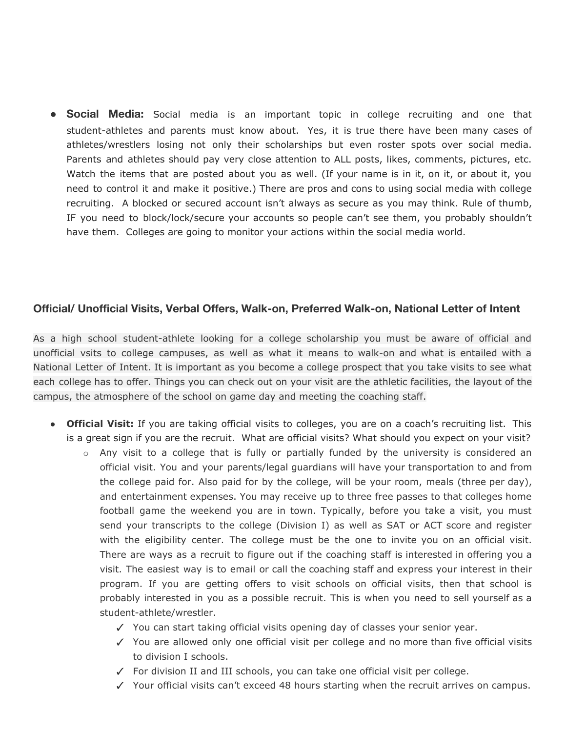- **Social Media:** Social media is an important topic in college recruiting and one that student-athletes and parents must know about. Yes, it is true there have been many cases of athletes/wrestlers losing not only their scholarships but even roster spots over social media. Parents and athletes should pay very close attention to ALL posts, likes, comments, pictures, etc. Watch the items that are posted about you as well. (If your name is in it, on it, or about it, you need to control it and make it positive.) There are pros and cons to using social media with college recruiting. A blocked or secured account isn't always as secure as you may think. Rule of thumb, IF you need to block/lock/secure your accounts so people can't see them, you probably shouldn't have them. Colleges are going to monitor your actions within the social media world.

### Official/ Unofficial Visits, Verbal Offers, Walk-on, Preferred Walk-on, National Letter of Intent

As a high school student-athlete looking for a college scholarship you must be aware of official and unofficial vsits to college campuses, as well as what it means to walk-on and what is entailed with a National Letter of Intent. It is important as you become a college prospect that you take visits to see what each college has to offer. Things you can check out on your visit are the athletic facilities, the layout of the campus, the atmosphere of the school on game day and meeting the coaching staff.

- **Official Visit:** If you are taking official visits to colleges, you are on a coach's recruiting list. This is a great sign if you are the recruit. What are official visits? What should you expect on your visit?
  - Any visit to a college that is fully or partially funded by the university is considered an official visit. You and your parents/legal guardians will have your transportation to and from the college paid for. Also paid for by the college, will be your room, meals (three per day), and entertainment expenses. You may receive up to three free passes to that colleges home football game the weekend you are in town. Typically, before you take a visit, you must send your transcripts to the college (Division I) as well as SAT or ACT score and register with the eligibility center. The college must be the one to invite you on an official visit. There are ways as a recruit to figure out if the coaching staff is interested in offering you a visit. The easiest way is to email or call the coaching staff and express your interest in their program. If you are getting offers to visit schools on official visits, then that school is probably interested in you as a possible recruit. This is when you need to sell yourself as a student-athlete/wrestler.
    - ✓ You can start taking official visits opening day of classes your senior year.
    - ✓ You are allowed only one official visit per college and no more than five official visits to division I schools.
    - ✓ For division II and III schools, you can take one official visit per college.
    - ✓ Your official visits can't exceed 48 hours starting when the recruit arrives on campus.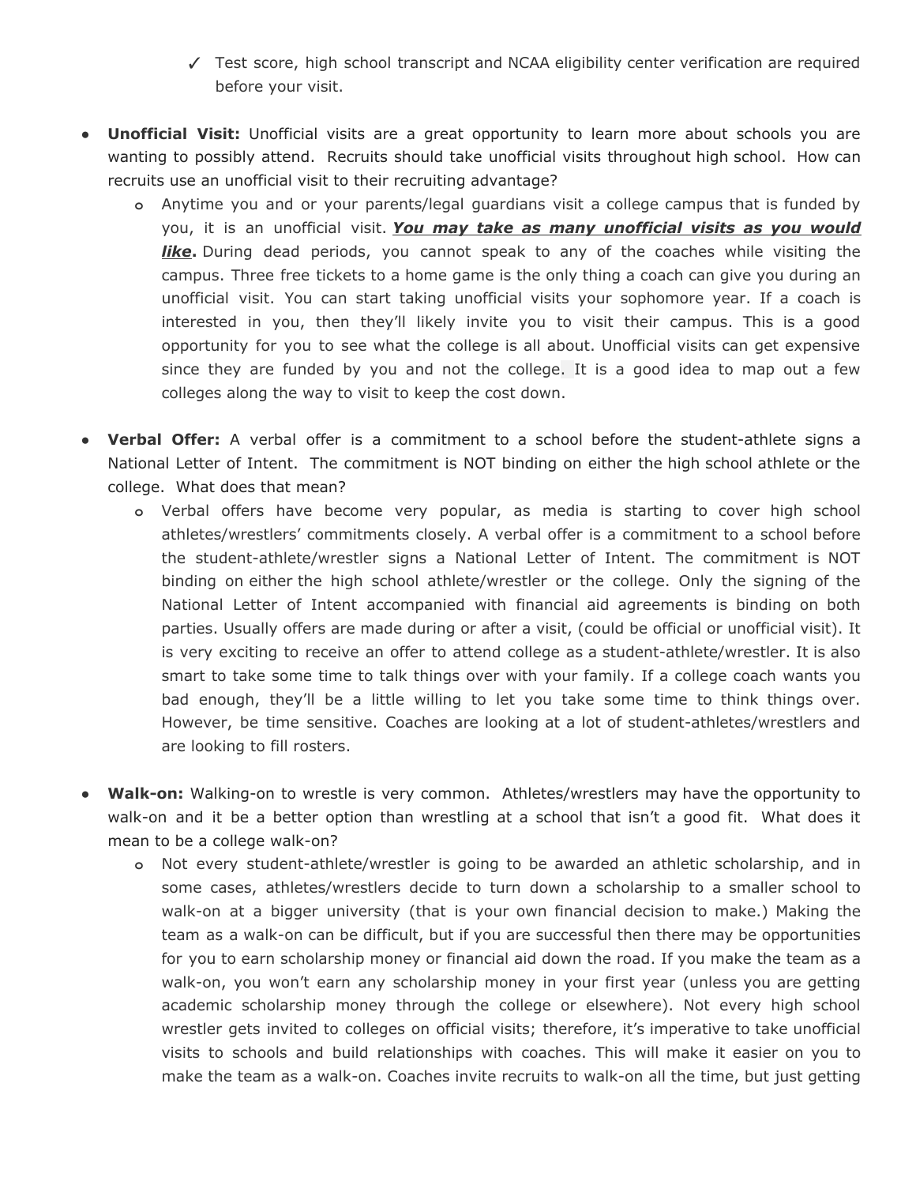- ✓ Test score, high school transcript and NCAA eligibility center verification are required before your visit.

- **Unofficial Visit:** Unofficial visits are a great opportunity to learn more about schools you are wanting to possibly attend. Recruits should take unofficial visits throughout high school. How can recruits use an unofficial visit to their recruiting advantage?
  - Anytime you and or your parents/legal guardians visit a college campus that is funded by you, it is an unofficial visit. ***<u>You may take as many unofficial visits as you would like</u>*.** During dead periods, you cannot speak to any of the coaches while visiting the campus. Three free tickets to a home game is the only thing a coach can give you during an unofficial visit. You can start taking unofficial visits your sophomore year. If a coach is interested in you, then they'll likely invite you to visit their campus. This is a good opportunity for you to see what the college is all about. Unofficial visits can get expensive since they are funded by you and not the college. It is a good idea to map out a few colleges along the way to visit to keep the cost down.

- **Verbal Offer:** A verbal offer is a commitment to a school before the student-athlete signs a National Letter of Intent. The commitment is NOT binding on either the high school athlete or the college. What does that mean?
  - Verbal offers have become very popular, as media is starting to cover high school athletes/wrestlers' commitments closely. A verbal offer is a commitment to a school before the student-athlete/wrestler signs a National Letter of Intent. The commitment is NOT binding on either the high school athlete/wrestler or the college. Only the signing of the National Letter of Intent accompanied with financial aid agreements is binding on both parties. Usually offers are made during or after a visit, (could be official or unofficial visit). It is very exciting to receive an offer to attend college as a student-athlete/wrestler. It is also smart to take some time to talk things over with your family. If a college coach wants you bad enough, they'll be a little willing to let you take some time to think things over. However, be time sensitive. Coaches are looking at a lot of student-athletes/wrestlers and are looking to fill rosters.

- **Walk-on:** Walking-on to wrestle is very common. Athletes/wrestlers may have the opportunity to walk-on and it be a better option than wrestling at a school that isn't a good fit. What does it mean to be a college walk-on?
  - Not every student-athlete/wrestler is going to be awarded an athletic scholarship, and in some cases, athletes/wrestlers decide to turn down a scholarship to a smaller school to walk-on at a bigger university (that is your own financial decision to make.) Making the team as a walk-on can be difficult, but if you are successful then there may be opportunities for you to earn scholarship money or financial aid down the road. If you make the team as a walk-on, you won't earn any scholarship money in your first year (unless you are getting academic scholarship money through the college or elsewhere). Not every high school wrestler gets invited to colleges on official visits; therefore, it's imperative to take unofficial visits to schools and build relationships with coaches. This will make it easier on you to make the team as a walk-on. Coaches invite recruits to walk-on all the time, but just getting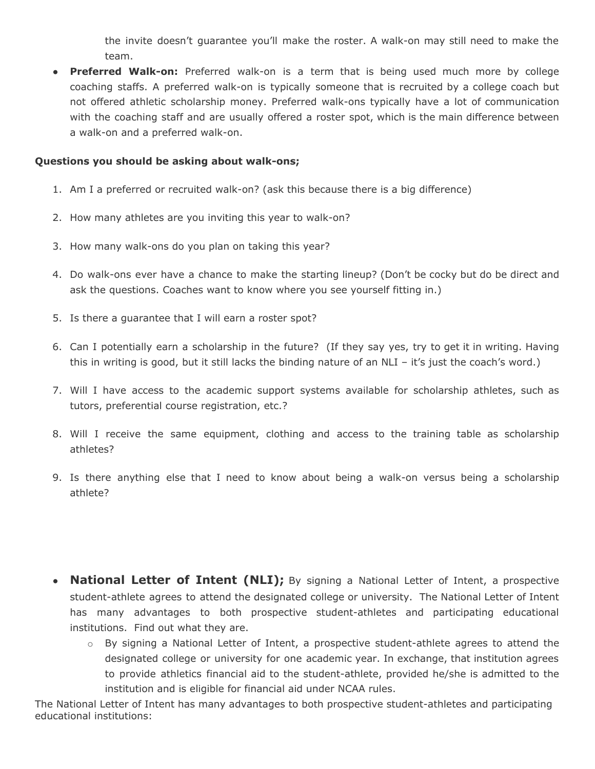the invite doesn't guarantee you'll make the roster. A walk-on may still need to make the team.

- **Preferred Walk-on:** Preferred walk-on is a term that is being used much more by college coaching staffs. A preferred walk-on is typically someone that is recruited by a college coach but not offered athletic scholarship money. Preferred walk-ons typically have a lot of communication with the coaching staff and are usually offered a roster spot, which is the main difference between a walk-on and a preferred walk-on.

**Questions you should be asking about walk-ons;**

1. Am I a preferred or recruited walk-on? (ask this because there is a big difference)
2. How many athletes are you inviting this year to walk-on?
3. How many walk-ons do you plan on taking this year?
4. Do walk-ons ever have a chance to make the starting lineup? (Don't be cocky but do be direct and ask the questions. Coaches want to know where you see yourself fitting in.)
5. Is there a guarantee that I will earn a roster spot?
6. Can I potentially earn a scholarship in the future? (If they say yes, try to get it in writing. Having this in writing is good, but it still lacks the binding nature of an NLI – it's just the coach's word.)
7. Will I have access to the academic support systems available for scholarship athletes, such as tutors, preferential course registration, etc.?
8. Will I receive the same equipment, clothing and access to the training table as scholarship athletes?
9. Is there anything else that I need to know about being a walk-on versus being a scholarship athlete?

- **National Letter of Intent (NLI);** By signing a National Letter of Intent, a prospective student-athlete agrees to attend the designated college or university. The National Letter of Intent has many advantages to both prospective student-athletes and participating educational institutions. Find out what they are.
    - By signing a National Letter of Intent, a prospective student-athlete agrees to attend the designated college or university for one academic year. In exchange, that institution agrees to provide athletics financial aid to the student-athlete, provided he/she is admitted to the institution and is eligible for financial aid under NCAA rules.

The National Letter of Intent has many advantages to both prospective student-athletes and participating educational institutions: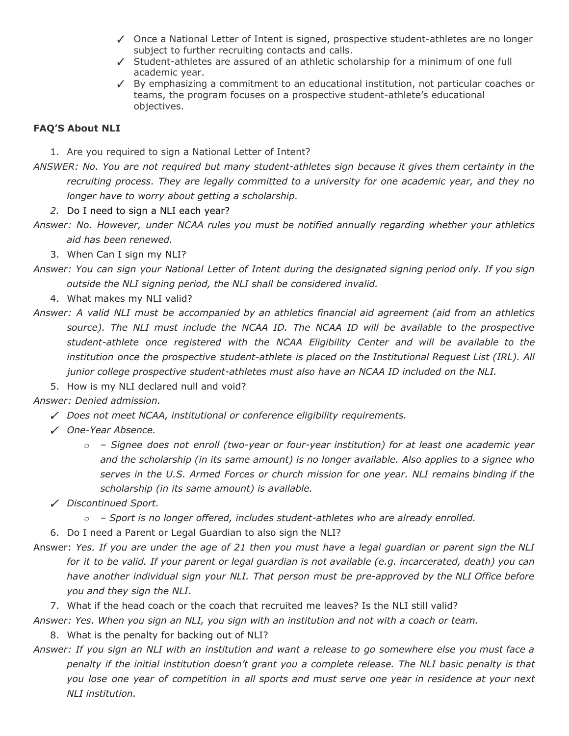- ✓ Once a National Letter of Intent is signed, prospective student-athletes are no longer subject to further recruiting contacts and calls.
- ✓ Student-athletes are assured of an athletic scholarship for a minimum of one full academic year.
- ✓ By emphasizing a commitment to an educational institution, not particular coaches or teams, the program focuses on a prospective student-athlete's educational objectives.

**FAQ'S About NLI**

1. Are you required to sign a National Letter of Intent?

*ANSWER: No. You are not required but many student-athletes sign because it gives them certainty in the recruiting process. They are legally committed to a university for one academic year, and they no longer have to worry about getting a scholarship.*

2. Do I need to sign a NLI each year?

*Answer: No. However, under NCAA rules you must be notified annually regarding whether your athletics aid has been renewed.*

3. When Can I sign my NLI?

*Answer: You can sign your National Letter of Intent during the designated signing period only. If you sign outside the NLI signing period, the NLI shall be considered invalid.*

4. What makes my NLI valid?

*Answer: A valid NLI must be accompanied by an athletics financial aid agreement (aid from an athletics source). The NLI must include the NCAA ID. The NCAA ID will be available to the prospective student-athlete once registered with the NCAA Eligibility Center and will be available to the institution once the prospective student-athlete is placed on the Institutional Request List (IRL). All junior college prospective student-athletes must also have an NCAA ID included on the NLI.*

5. How is my NLI declared null and void?

*Answer: Denied admission.*

- ✓ *Does not meet NCAA, institutional or conference eligibility requirements.*
- ✓ *One-Year Absence.*
  - *– Signee does not enroll (two-year or four-year institution) for at least one academic year and the scholarship (in its same amount) is no longer available. Also applies to a signee who serves in the U.S. Armed Forces or church mission for one year. NLI remains binding if the scholarship (in its same amount) is available.*
- ✓ *Discontinued Sport.*
  - *– Sport is no longer offered, includes student-athletes who are already enrolled.*

6. Do I need a Parent or Legal Guardian to also sign the NLI?

Answer: *Yes. If you are under the age of 21 then you must have a legal guardian or parent sign the NLI for it to be valid. If your parent or legal guardian is not available (e.g. incarcerated, death) you can have another individual sign your NLI. That person must be pre-approved by the NLI Office before you and they sign the NLI.*

7. What if the head coach or the coach that recruited me leaves? Is the NLI still valid?

*Answer: Yes. When you sign an NLI, you sign with an institution and not with a coach or team.*

8. What is the penalty for backing out of NLI?

*Answer: If you sign an NLI with an institution and want a release to go somewhere else you must face a penalty if the initial institution doesn't grant you a complete release. The NLI basic penalty is that you lose one year of competition in all sports and must serve one year in residence at your next NLI institution.*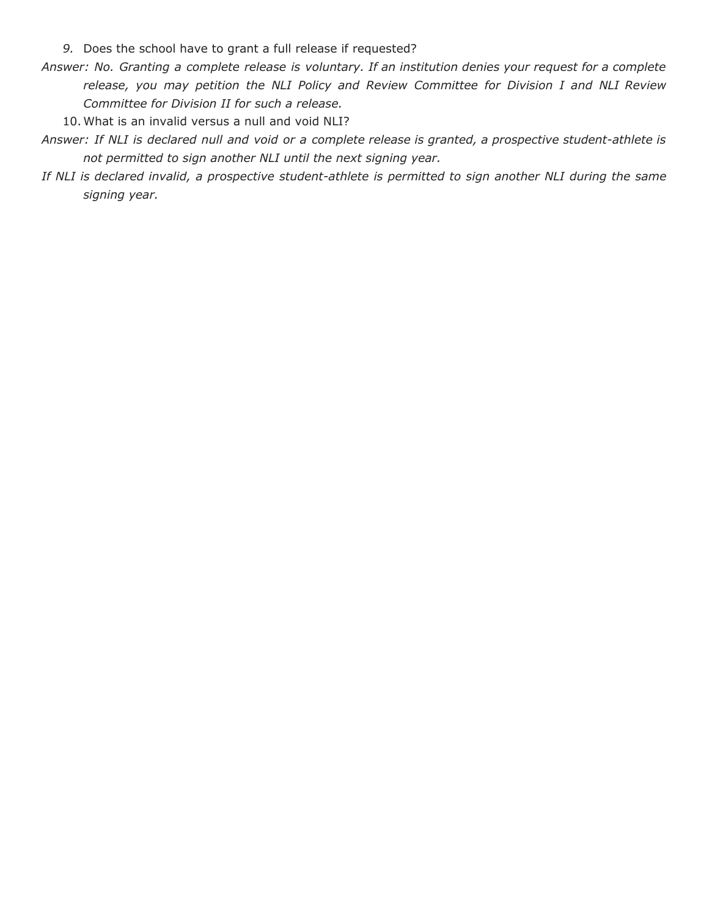9. Does the school have to grant a full release if requested?

*Answer: No. Granting a complete release is voluntary. If an institution denies your request for a complete release, you may petition the NLI Policy and Review Committee for Division I and NLI Review Committee for Division II for such a release.*

10. What is an invalid versus a null and void NLI?

*Answer: If NLI is declared null and void or a complete release is granted, a prospective student-athlete is not permitted to sign another NLI until the next signing year.*

*If NLI is declared invalid, a prospective student-athlete is permitted to sign another NLI during the same signing year.*